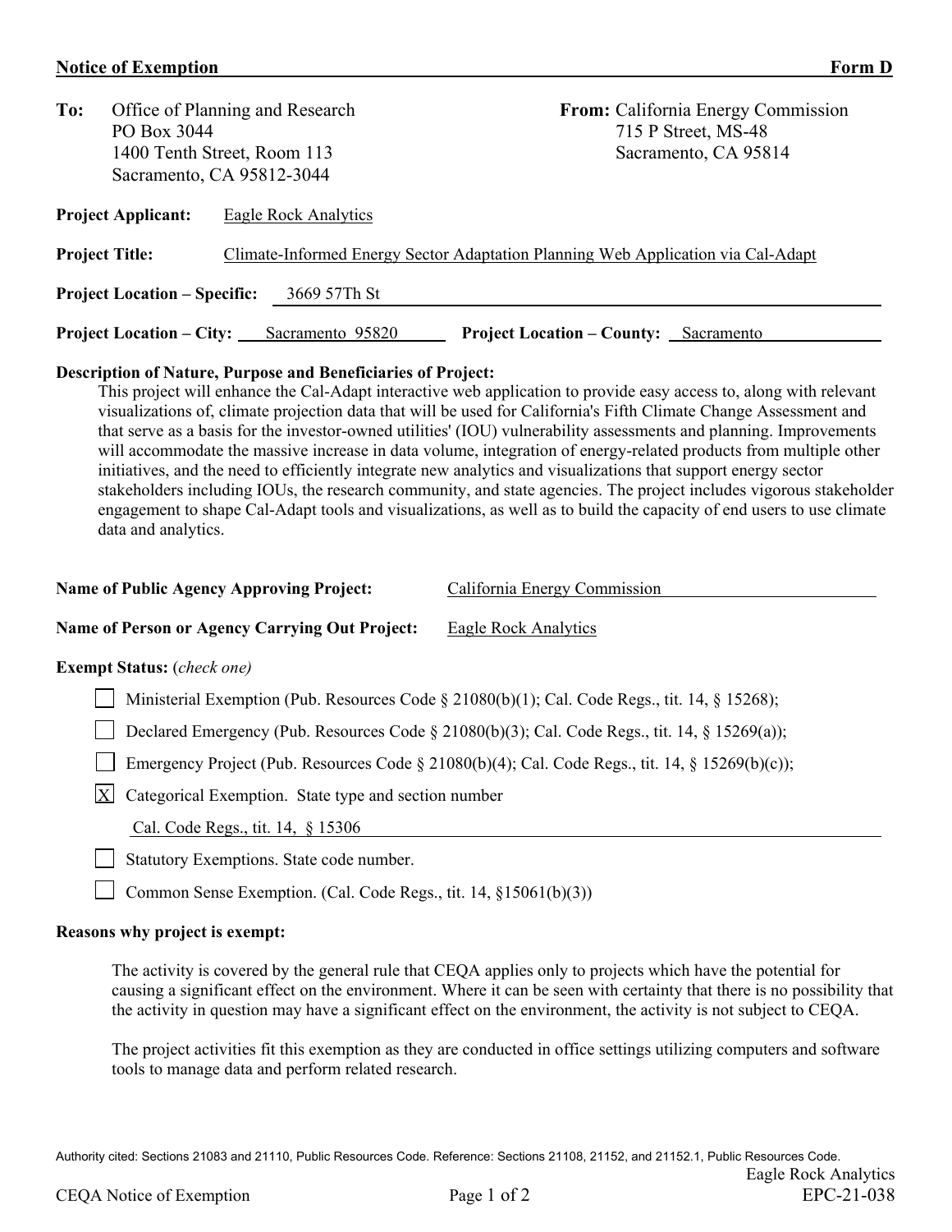**Notice of Exemption** **Form D**

**To:** Office of Planning and Research
PO Box 3044
1400 Tenth Street, Room 113
Sacramento, CA 95812-3044

**From:** California Energy Commission
715 P Street, MS-48
Sacramento, CA 95814

**Project Applicant:** Eagle Rock Analytics

**Project Title:** Climate-Informed Energy Sector Adaptation Planning Web Application via Cal-Adapt

**Project Location – Specific:** 3669 57Th St

**Project Location – City:** Sacramento 95820 **Project Location – County:** Sacramento

**Description of Nature, Purpose and Beneficiaries of Project:**

This project will enhance the Cal-Adapt interactive web application to provide easy access to, along with relevant visualizations of, climate projection data that will be used for California's Fifth Climate Change Assessment and that serve as a basis for the investor-owned utilities' (IOU) vulnerability assessments and planning. Improvements will accommodate the massive increase in data volume, integration of energy-related products from multiple other initiatives, and the need to efficiently integrate new analytics and visualizations that support energy sector stakeholders including IOUs, the research community, and state agencies. The project includes vigorous stakeholder engagement to shape Cal-Adapt tools and visualizations, as well as to build the capacity of end users to use climate data and analytics.

**Name of Public Agency Approving Project:** California Energy Commission

**Name of Person or Agency Carrying Out Project:** Eagle Rock Analytics

**Exempt Status:** (*check one*)

- [ ] Ministerial Exemption (Pub. Resources Code § 21080(b)(1); Cal. Code Regs., tit. 14, § 15268);
- [ ] Declared Emergency (Pub. Resources Code § 21080(b)(3); Cal. Code Regs., tit. 14, § 15269(a));
- [ ] Emergency Project (Pub. Resources Code § 21080(b)(4); Cal. Code Regs., tit. 14, § 15269(b)(c));
- [X] Categorical Exemption. State type and section number
  Cal. Code Regs., tit. 14, § 15306
- [ ] Statutory Exemptions. State code number.
- [ ] Common Sense Exemption. (Cal. Code Regs., tit. 14, §15061(b)(3))

**Reasons why project is exempt:**

The activity is covered by the general rule that CEQA applies only to projects which have the potential for causing a significant effect on the environment. Where it can be seen with certainty that there is no possibility that the activity in question may have a significant effect on the environment, the activity is not subject to CEQA.

The project activities fit this exemption as they are conducted in office settings utilizing computers and software tools to manage data and perform related research.

Authority cited: Sections 21083 and 21110, Public Resources Code. Reference: Sections 21108, 21152, and 21152.1, Public Resources Code.

Eagle Rock Analytics
EPC-21-038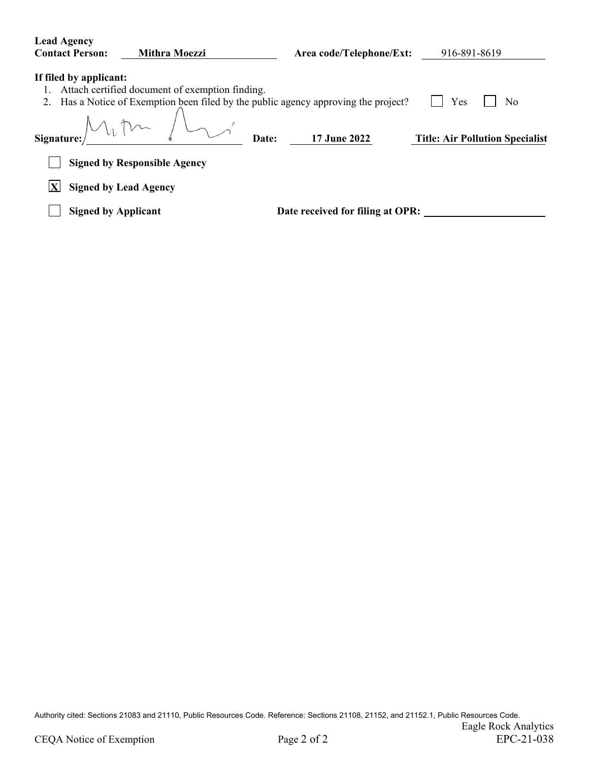**Lead Agency**
**Contact Person:** **Mithra Moezzi** **Area code/Telephone/Ext:** 916-891-8619

**If filed by applicant:**

1. Attach certified document of exemption finding.
2. Has a Notice of Exemption been filed by the public agency approving the project? ☐ Yes ☐ No

**Signature:** ______________________ **Date:** **17 June 2022** **Title: Air Pollution Specialist**

☐ **Signed by Responsible Agency**

☒ **Signed by Lead Agency**

☐ **Signed by Applicant** **Date received for filing at OPR:** ______________________

Authority cited: Sections 21083 and 21110, Public Resources Code. Reference: Sections 21108, 21152, and 21152.1, Public Resources Code.

Eagle Rock Analytics
EPC-21-038